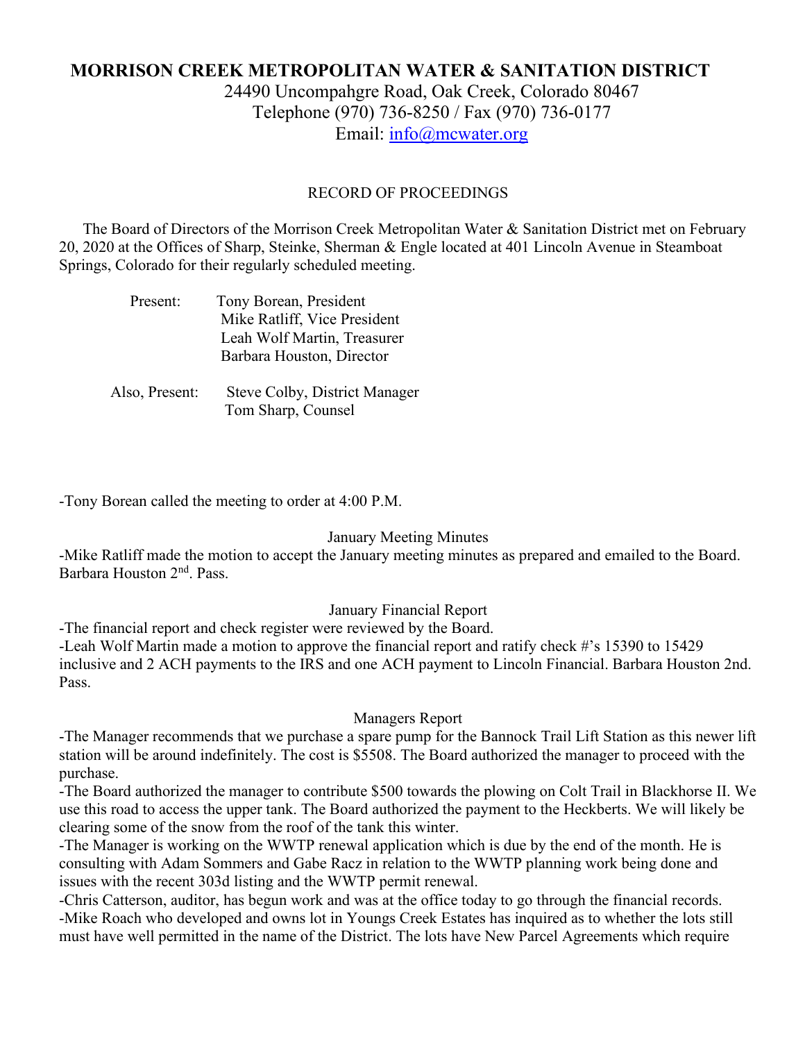# MORRISON CREEK METROPOLITAN WATER & SANITATION DISTRICT

24490 Uncompahgre Road, Oak Creek, Colorado 80467
Telephone (970) 736-8250 / Fax (970) 736-0177
Email: info@mcwater.org

RECORD OF PROCEEDINGS

The Board of Directors of the Morrison Creek Metropolitan Water & Sanitation District met on February 20, 2020 at the Offices of Sharp, Steinke, Sherman & Engle located at 401 Lincoln Avenue in Steamboat Springs, Colorado for their regularly scheduled meeting.

Present:
- Tony Borean, President
- Mike Ratliff, Vice President
- Leah Wolf Martin, Treasurer
- Barbara Houston, Director

Also, Present:
- Steve Colby, District Manager
- Tom Sharp, Counsel

-Tony Borean called the meeting to order at 4:00 P.M.

### January Meeting Minutes

-Mike Ratliff made the motion to accept the January meeting minutes as prepared and emailed to the Board. Barbara Houston 2nd. Pass.

### January Financial Report

-The financial report and check register were reviewed by the Board.
-Leah Wolf Martin made a motion to approve the financial report and ratify check #'s 15390 to 15429 inclusive and 2 ACH payments to the IRS and one ACH payment to Lincoln Financial. Barbara Houston 2nd. Pass.

### Managers Report

-The Manager recommends that we purchase a spare pump for the Bannock Trail Lift Station as this newer lift station will be around indefinitely. The cost is $5508. The Board authorized the manager to proceed with the purchase.
-The Board authorized the manager to contribute $500 towards the plowing on Colt Trail in Blackhorse II. We use this road to access the upper tank. The Board authorized the payment to the Heckberts. We will likely be clearing some of the snow from the roof of the tank this winter.
-The Manager is working on the WWTP renewal application which is due by the end of the month. He is consulting with Adam Sommers and Gabe Racz in relation to the WWTP planning work being done and issues with the recent 303d listing and the WWTP permit renewal.
-Chris Catterson, auditor, has begun work and was at the office today to go through the financial records.
-Mike Roach who developed and owns lot in Youngs Creek Estates has inquired as to whether the lots still must have well permitted in the name of the District. The lots have New Parcel Agreements which require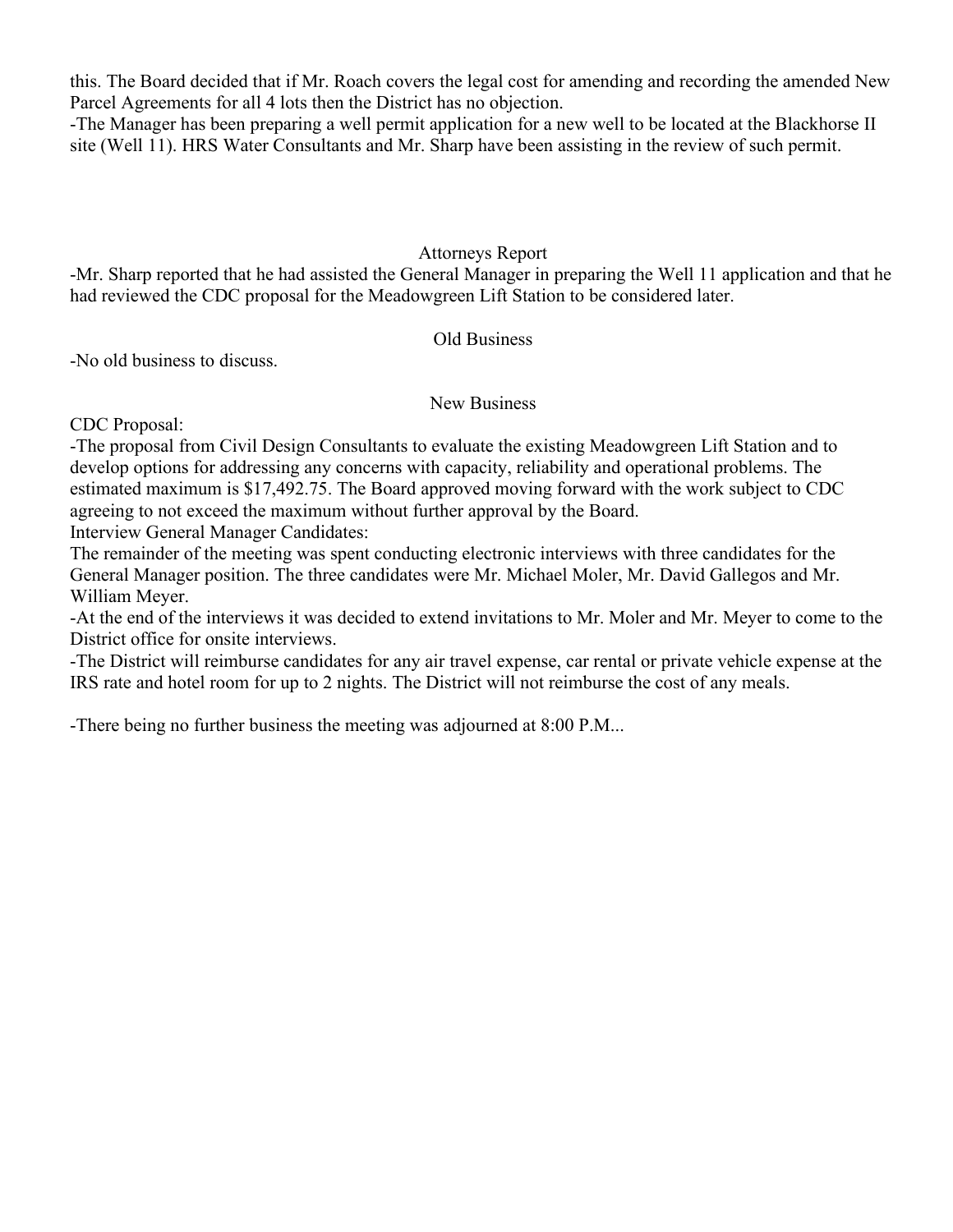this. The Board decided that if Mr. Roach covers the legal cost for amending and recording the amended New Parcel Agreements for all 4 lots then the District has no objection.

-The Manager has been preparing a well permit application for a new well to be located at the Blackhorse II site (Well 11). HRS Water Consultants and Mr. Sharp have been assisting in the review of such permit.

## Attorneys Report

-Mr. Sharp reported that he had assisted the General Manager in preparing the Well 11 application and that he had reviewed the CDC proposal for the Meadowgreen Lift Station to be considered later.

## Old Business

-No old business to discuss.

## New Business

CDC Proposal:

-The proposal from Civil Design Consultants to evaluate the existing Meadowgreen Lift Station and to develop options for addressing any concerns with capacity, reliability and operational problems. The estimated maximum is $17,492.75. The Board approved moving forward with the work subject to CDC agreeing to not exceed the maximum without further approval by the Board.

Interview General Manager Candidates:

The remainder of the meeting was spent conducting electronic interviews with three candidates for the General Manager position. The three candidates were Mr. Michael Moler, Mr. David Gallegos and Mr. William Meyer.

-At the end of the interviews it was decided to extend invitations to Mr. Moler and Mr. Meyer to come to the District office for onsite interviews.

-The District will reimburse candidates for any air travel expense, car rental or private vehicle expense at the IRS rate and hotel room for up to 2 nights. The District will not reimburse the cost of any meals.

-There being no further business the meeting was adjourned at 8:00 P.M...